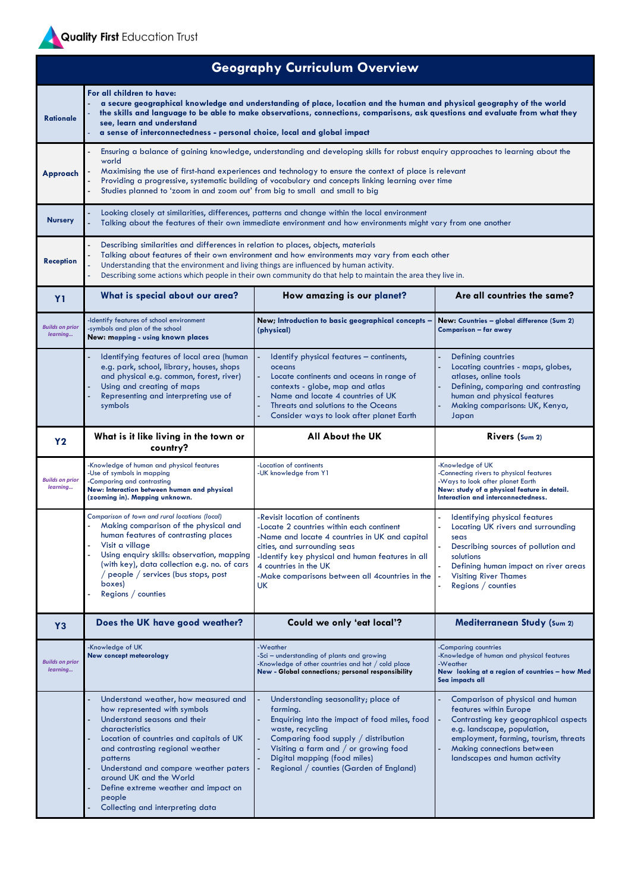Quality First Education Trust

# Geography Curriculum Overview

| | | | |
|---|---|---|---|
| **Rationale** | **For all children to have:**<br>- **a secure geographical knowledge and understanding of place, location and the human and physical geography of the world**<br>- **the skills and language to be able to make observations, connections, comparisons, ask questions and evaluate from what they see, learn and understand**<br>- **a sense of interconnectedness - personal choice, local and global impact** | | |
| **Approach** | - Ensuring a balance of gaining knowledge, understanding and developing skills for robust enquiry approaches to learning about the world<br>- Maximising the use of first-hand experiences and technology to ensure the context of place is relevant<br>- Providing a progressive, systematic building of vocabulary and concepts linking learning over time<br>- Studies planned to 'zoom in and zoom out' from big to small and small to big | | |
| **Nursery** | - Looking closely at similarities, differences, patterns and change within the local environment<br>- Talking about the features of their own immediate environment and how environments might vary from one another | | |
| **Reception** | - Describing similarities and differences in relation to places, objects, materials<br>- Talking about features of their own environment and how environments may vary from each other<br>- Understanding that the environment and living things are influenced by human activity.<br>- Describing some actions which people in their own community do that help to maintain the area they live in. | | |
| **Y1** | **What is special about our area?** | **How amazing is our planet?** | **Are all countries the same?** |
| *Builds on prior learning...* | -Identify features of school environment<br>-symbols and plan of the school<br>**New: mapping - using known places** | **New; Introduction to basic geographical concepts – (physical)** | **New: Countries – global difference (Sum 2)**<br>**Comparison – far away** |
| | - Identifying features of local area (human e.g. park, school, library, houses, shops and physical e.g. common, forest, river)<br>- Using and creating of maps<br>- Representing and interpreting use of symbols | - Identify physical features – continents, oceans<br>- Locate continents and oceans in range of contexts - globe, map and atlas<br>- Name and locate 4 countries of UK<br>- Threats and solutions to the Oceans<br>- Consider ways to look after planet Earth | - Defining countries<br>- Locating countries - maps, globes, atlases, online tools<br>- Defining, comparing and contrasting human and physical features<br>- Making comparisons: UK, Kenya, Japan |
| **Y2** | **What is it like living in the town or country?** | **All About the UK** | **Rivers (Sum 2)** |
| *Builds on prior learning...* | -Knowledge of human and physical features<br>-Use of symbols in mapping<br>-Comparing and contrasting<br>**New: Interaction between human and physical (zooming in). Mapping unknown.** | -Location of continents<br>-UK knowledge from Y1 | -Knowledge of UK<br>-Connecting rivers to physical features<br>-Ways to look after planet Earth<br>**New: study of a physical feature in detail. Interaction and interconnectedness.** |
| | *Comparison of town and rural locations (local)*<br>- Making comparison of the physical and human features of contrasting places<br>- Visit a village<br>- Using enquiry skills: observation, mapping (with key), data collection e.g. no. of cars / people / services (bus stops, post boxes)<br>- Regions / counties | -Revisit location of continents<br>-Locate 2 countries within each continent<br>-Name and locate 4 countries in UK and capital cities, and surrounding seas<br>-Identify key physical and human features in all 4 countries in the UK<br>-Make comparisons between all 4countries in the UK | - Identifying physical features<br>- Locating UK rivers and surrounding seas<br>- Describing sources of pollution and solutions<br>- Defining human impact on river areas<br>- Visiting River Thames<br>- Regions / counties |
| **Y3** | **Does the UK have good weather?** | **Could we only 'eat local'?** | **Mediterranean Study (Sum 2)** |
| *Builds on prior learning...* | -Knowledge of UK<br>**New concept meteorology** | -Weather<br>-Sci – understanding of plants and growing<br>-Knowledge of other countries and hot / cold place<br>**New - Global connections; personal responsibility** | -Comparing countries<br>-Knowledge of human and physical features<br>-Weather<br>**New looking at a region of countries – how Med Sea impacts all** |
| | - Understand weather, how measured and how represented with symbols<br>- Understand seasons and their characteristics<br>- Location of countries and capitals of UK and contrasting regional weather patterns<br>- Understand and compare weather paters around UK and the World<br>- Define extreme weather and impact on people<br>- Collecting and interpreting data | - Understanding seasonality; place of farming.<br>- Enquiring into the impact of food miles, food waste, recycling<br>- Comparing food supply / distribution<br>- Visiting a farm and / or growing food<br>- Digital mapping (food miles)<br>- Regional / counties (Garden of England) | - Comparison of physical and human features within Europe<br>- Contrasting key geographical aspects e.g. landscape, population, employment, farming, tourism, threats<br>- Making connections between landscapes and human activity |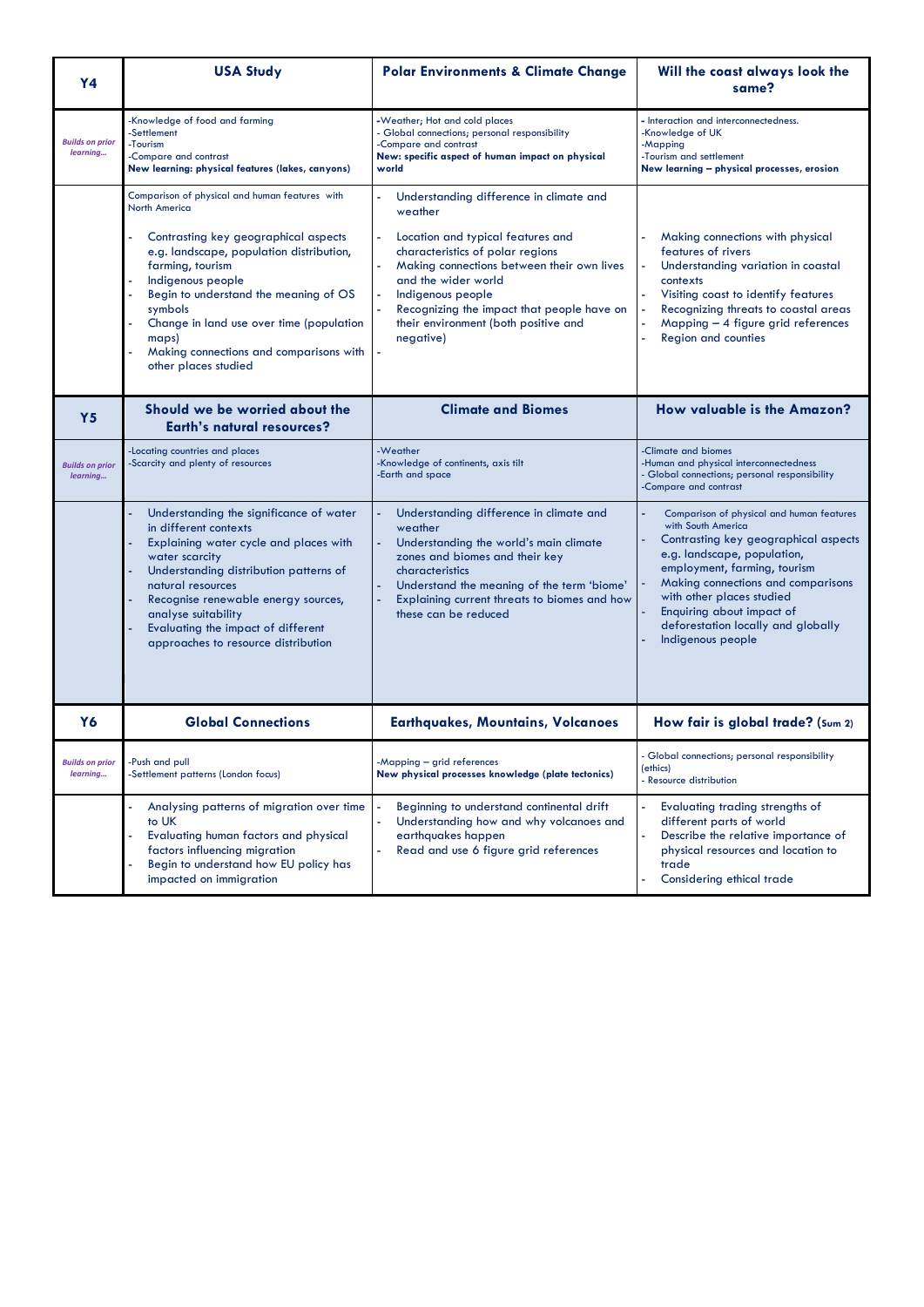| Y4 | USA Study | Polar Environments & Climate Change | Will the coast always look the same? |
|---|---|---|---|
| *Builds on prior learning…* | -Knowledge of food and farming<br>-Settlement<br>-Tourism<br>-Compare and contrast<br>**New learning: physical features (lakes, canyons)** | -Weather; Hot and cold places<br>- Global connections; personal responsibility<br>-Compare and contrast<br>**New: specific aspect of human impact on physical world** | - Interaction and interconnectedness.<br>-Knowledge of UK<br>-Mapping<br>-Tourism and settlement<br>**New learning – physical processes, erosion** |
| | Comparison of physical and human features with North America<br>- Contrasting key geographical aspects e.g. landscape, population distribution, farming, tourism<br>- Indigenous people<br>- Begin to understand the meaning of OS symbols<br>- Change in land use over time (population maps)<br>- Making connections and comparisons with other places studied | - Understanding difference in climate and weather<br>- Location and typical features and characteristics of polar regions<br>- Making connections between their own lives and the wider world<br>- Indigenous people<br>- Recognizing the impact that people have on their environment (both positive and negative)<br>- | - Making connections with physical features of rivers<br>- Understanding variation in coastal contexts<br>- Visiting coast to identify features<br>- Recognizing threats to coastal areas<br>- Mapping – 4 figure grid references<br>- Region and counties |
| **Y5** | **Should we be worried about the Earth's natural resources?** | **Climate and Biomes** | **How valuable is the Amazon?** |
| *Builds on prior learning…* | -Locating countries and places<br>-Scarcity and plenty of resources | -Weather<br>-Knowledge of continents, axis tilt<br>-Earth and space | -Climate and biomes<br>-Human and physical interconnectedness<br>- Global connections; personal responsibility<br>-Compare and contrast |
| | - Understanding the significance of water in different contexts<br>- Explaining water cycle and places with water scarcity<br>- Understanding distribution patterns of natural resources<br>- Recognise renewable energy sources, analyse suitability<br>- Evaluating the impact of different approaches to resource distribution | - Understanding difference in climate and weather<br>- Understanding the world's main climate zones and biomes and their key characteristics<br>- Understand the meaning of the term 'biome'<br>- Explaining current threats to biomes and how these can be reduced | - Comparison of physical and human features with South America<br>- Contrasting key geographical aspects e.g. landscape, population, employment, farming, tourism<br>- Making connections and comparisons with other places studied<br>- Enquiring about impact of deforestation locally and globally<br>- Indigenous people |
| **Y6** | **Global Connections** | **Earthquakes, Mountains, Volcanoes** | **How fair is global trade? (Sum 2)** |
| *Builds on prior learning…* | -Push and pull<br>-Settlement patterns (London focus) | -Mapping – grid references<br>**New physical processes knowledge (plate tectonics)** | - Global connections; personal responsibility (ethics)<br>- Resource distribution |
| | - Analysing patterns of migration over time to UK<br>- Evaluating human factors and physical factors influencing migration<br>- Begin to understand how EU policy has impacted on immigration | - Beginning to understand continental drift<br>- Understanding how and why volcanoes and earthquakes happen<br>- Read and use 6 figure grid references | - Evaluating trading strengths of different parts of world<br>- Describe the relative importance of physical resources and location to trade<br>- Considering ethical trade |